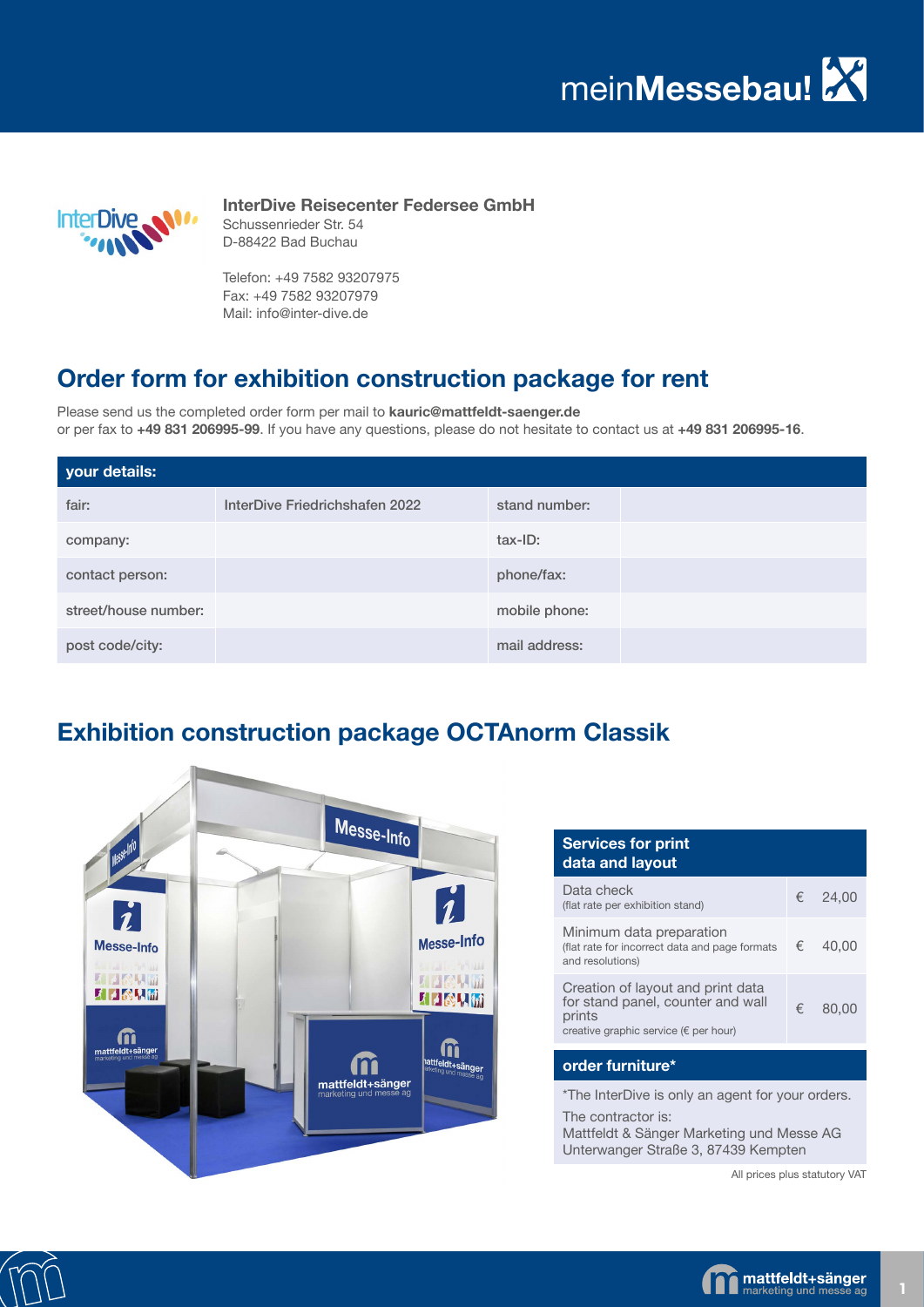meinMessebau!

**InterDive Reisecenter Federsee GmbH**
Schussenrieder Str. 54
D-88422 Bad Buchau

Telefon: +49 7582 93207975
Fax: +49 7582 93207979
Mail: info@inter-dive.de

## Order form for exhibition construction package for rent

Please send us the completed order form per mail to **kauric@mattfeldt-saenger.de**
or per fax to **+49 831 206995-99**. If you have any questions, please do not hesitate to contact us at **+49 831 206995-16**.

| your details: | | | |
|---|---|---|---|
| fair: | InterDive Friedrichshafen 2022 | stand number: | |
| company: | | tax-ID: | |
| contact person: | | phone/fax: | |
| street/house number: | | mobile phone: | |
| post code/city: | | mail address: | |

## Exhibition construction package OCTAnorm Classik

| Services for print data and layout | | |
|---|---|---|
| Data check (flat rate per exhibition stand) | € | 24,00 |
| Minimum data preparation (flat rate for incorrect data and page formats and resolutions) | € | 40,00 |
| Creation of layout and print data for stand panel, counter and wall prints creative graphic service (€ per hour) | € | 80,00 |

**order furniture***

*The InterDive is only an agent for your orders.

The contractor is:
Mattfeldt & Sänger Marketing und Messe AG
Unterwanger Straße 3, 87439 Kempten

All prices plus statutory VAT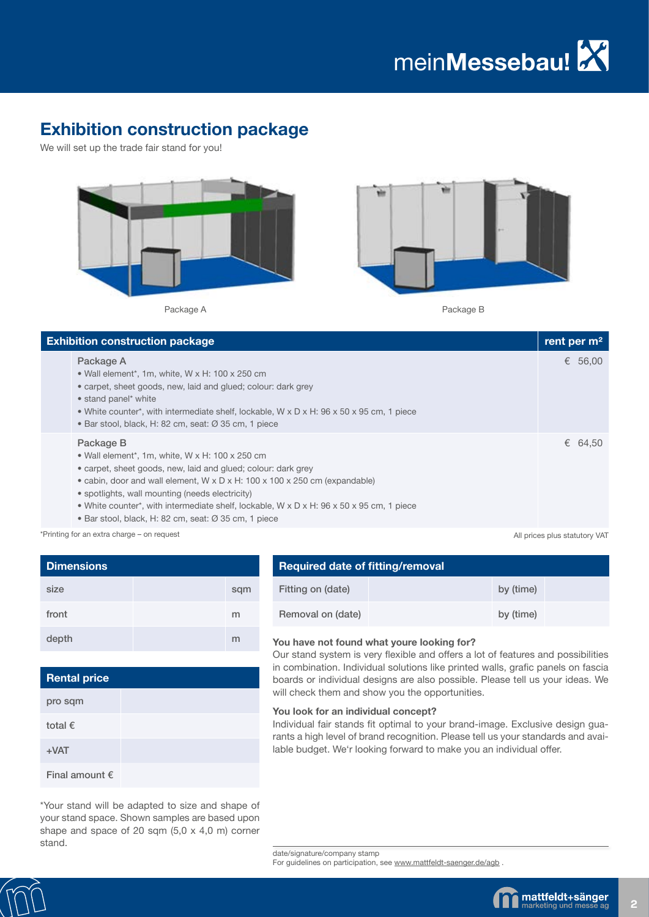# Exhibition construction package

We will set up the trade fair stand for you!

Package A

Package B

| Exhibition construction package | rent per m² |
|---|---|
| **Package A**<br>• Wall element*, 1m, white, W x H: 100 x 250 cm<br>• carpet, sheet goods, new, laid and glued; colour: dark grey<br>• stand panel* white<br>• White counter*, with intermediate shelf, lockable, W x D x H: 96 x 50 x 95 cm, 1 piece<br>• Bar stool, black, H: 82 cm, seat: Ø 35 cm, 1 piece | € 56,00 |
| **Package B**<br>• Wall element*, 1m, white, W x H: 100 x 250 cm<br>• carpet, sheet goods, new, laid and glued; colour: dark grey<br>• cabin, door and wall element, W x D x H: 100 x 100 x 250 cm (expandable)<br>• spotlights, wall mounting (needs electricity)<br>• White counter*, with intermediate shelf, lockable, W x D x H: 96 x 50 x 95 cm, 1 piece<br>• Bar stool, black, H: 82 cm, seat: Ø 35 cm, 1 piece | € 64,50 |

*Printing for an extra charge – on request

All prices plus statutory VAT

| Dimensions | | |
|---|---|---|
| size | | sqm |
| front | | m |
| depth | | m |

| Rental price | |
|---|---|
| pro sqm | |
| total € | |
| +VAT | |
| Final amount € | |

*Your stand will be adapted to size and shape of your stand space. Shown samples are based upon shape and space of 20 sqm (5,0 x 4,0 m) corner stand.

| Required date of fitting/removal | | | |
|---|---|---|---|
| Fitting on (date) | | by (time) | |
| Removal on (date) | | by (time) | |

**You have not found what youre looking for?**

Our stand system is very flexible and offers a lot of features and possibilities in combination. Individual solutions like printed walls, grafic panels on fascia boards or individual designs are also possible. Please tell us your ideas. We will check them and show you the opportunities.

**You look for an individual concept?**

Individual fair stands fit optimal to your brand-image. Exclusive design guarants a high level of brand recognition. Please tell us your standards and available budget. We'r looking forward to make you an individual offer.

date/signature/company stamp

For guidelines on participation, see www.mattfeldt-saenger.de/agb .